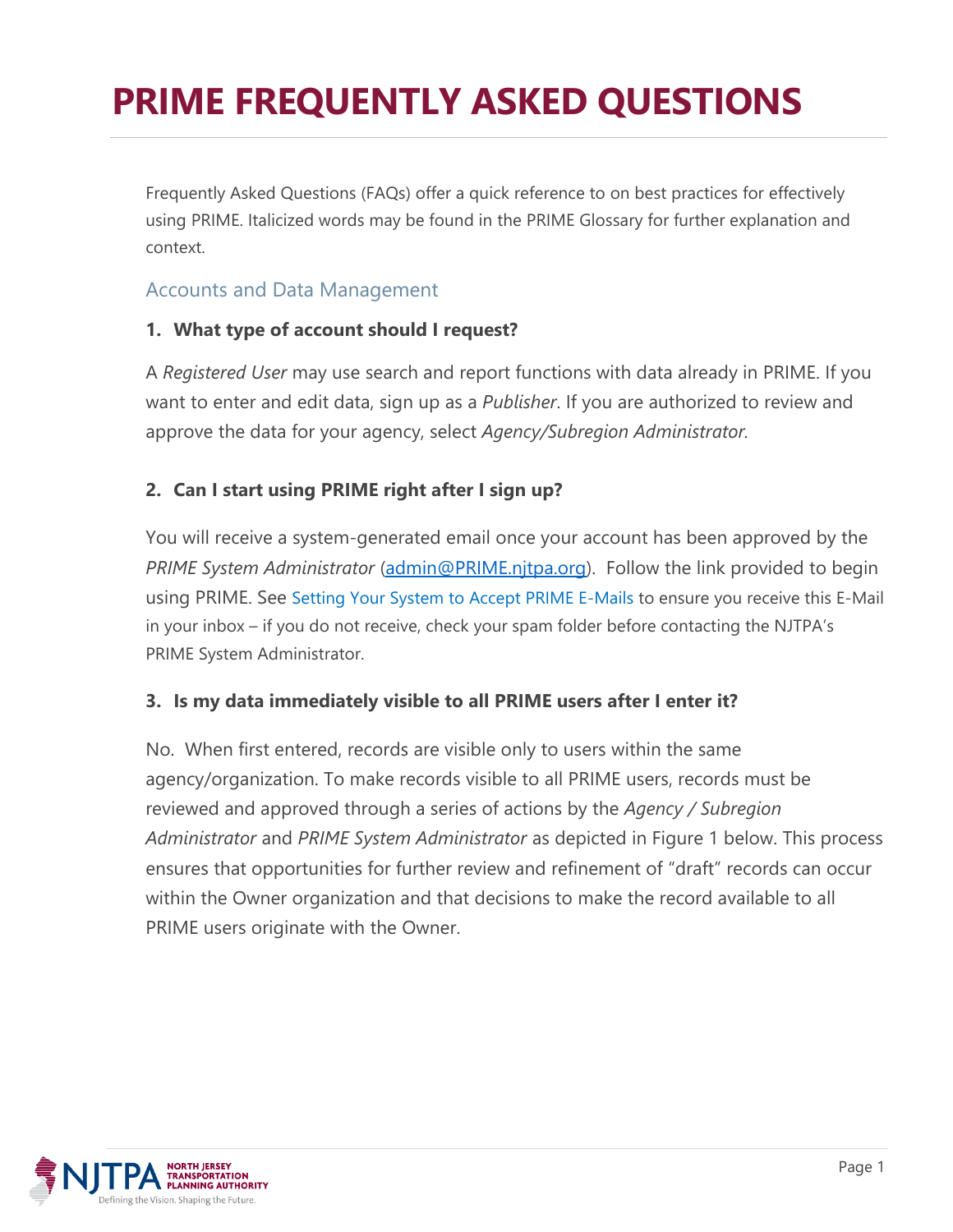# PRIME FREQUENTLY ASKED QUESTIONS

Frequently Asked Questions (FAQs) offer a quick reference to on best practices for effectively using PRIME. Italicized words may be found in the PRIME Glossary for further explanation and context.

## Accounts and Data Management

### 1. What type of account should I request?

A *Registered User* may use search and report functions with data already in PRIME. If you want to enter and edit data, sign up as a *Publisher*. If you are authorized to review and approve the data for your agency, select *Agency/Subregion Administrator*.

### 2. Can I start using PRIME right after I sign up?

You will receive a system-generated email once your account has been approved by the *PRIME System Administrator* (admin@PRIME.njtpa.org). Follow the link provided to begin using PRIME. See Setting Your System to Accept PRIME E-Mails to ensure you receive this E-Mail in your inbox – if you do not receive, check your spam folder before contacting the NJTPA's PRIME System Administrator.

### 3. Is my data immediately visible to all PRIME users after I enter it?

No. When first entered, records are visible only to users within the same agency/organization. To make records visible to all PRIME users, records must be reviewed and approved through a series of actions by the *Agency / Subregion Administrator* and *PRIME System Administrator* as depicted in Figure 1 below. This process ensures that opportunities for further review and refinement of "draft" records can occur within the Owner organization and that decisions to make the record available to all PRIME users originate with the Owner.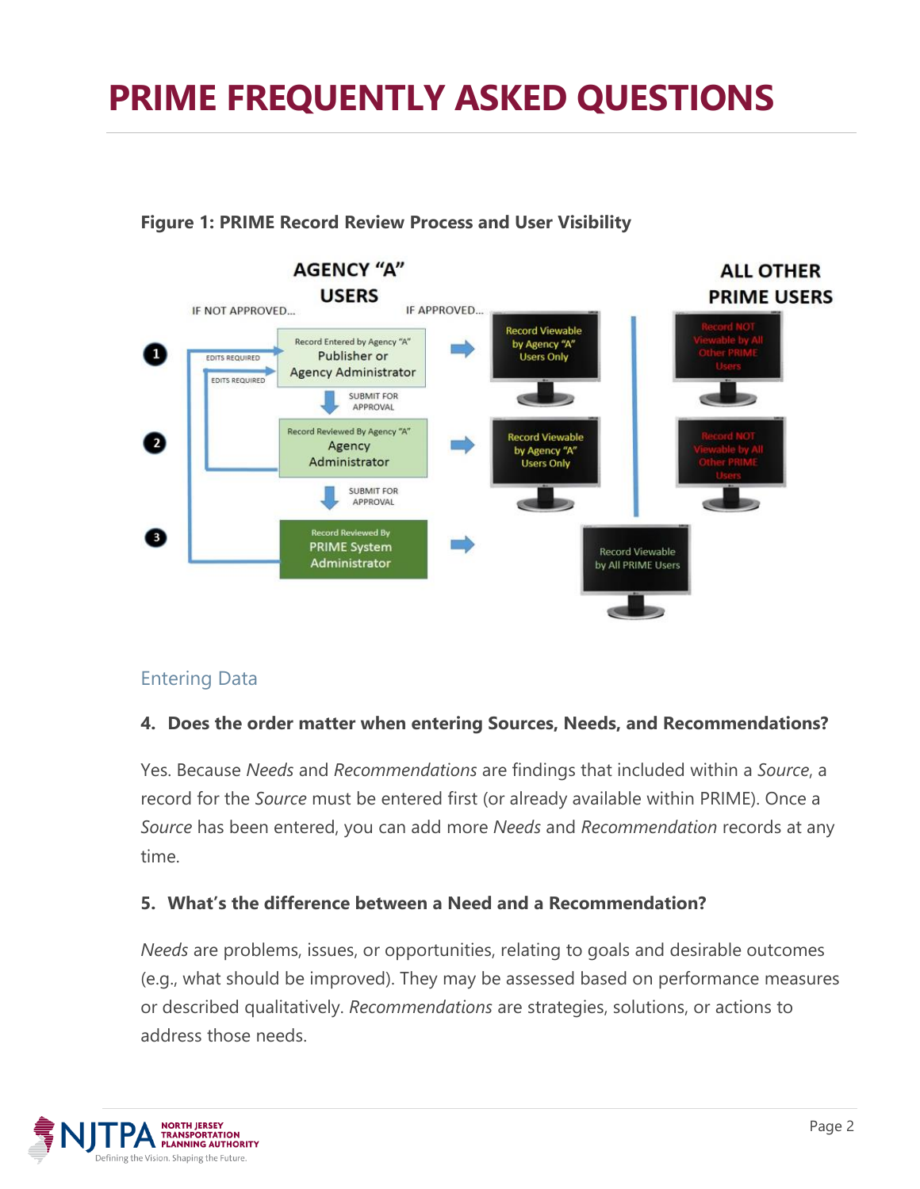# PRIME FREQUENTLY ASKED QUESTIONS

**Figure 1: PRIME Record Review Process and User Visibility**

## Entering Data

### 4. Does the order matter when entering Sources, Needs, and Recommendations?

Yes. Because *Needs* and *Recommendations* are findings that included within a *Source*, a record for the *Source* must be entered first (or already available within PRIME). Once a *Source* has been entered, you can add more *Needs* and *Recommendation* records at any time.

### 5. What's the difference between a Need and a Recommendation?

*Needs* are problems, issues, or opportunities, relating to goals and desirable outcomes (e.g., what should be improved). They may be assessed based on performance measures or described qualitatively. *Recommendations* are strategies, solutions, or actions to address those needs.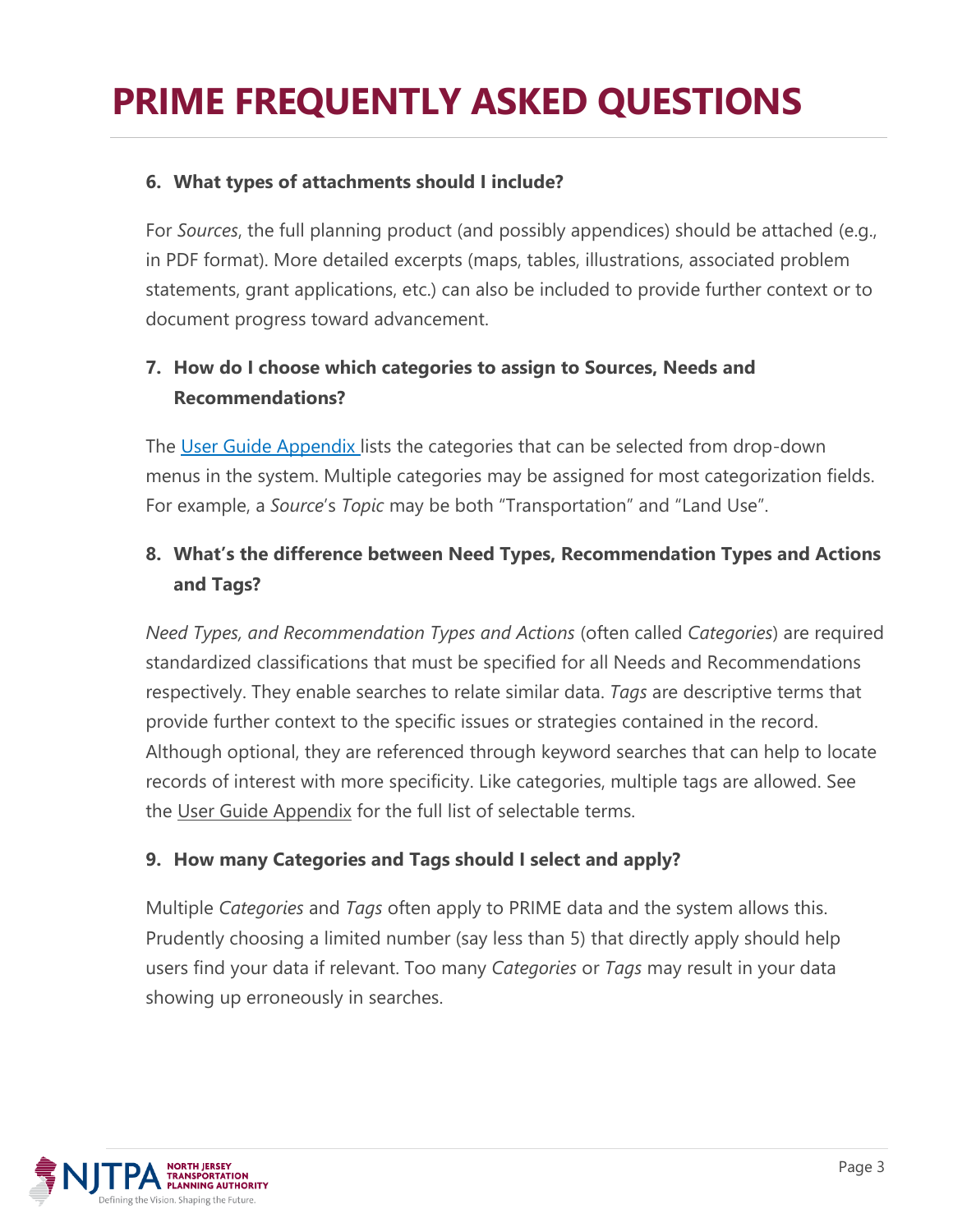# PRIME FREQUENTLY ASKED QUESTIONS

6. **What types of attachments should I include?**

For *Sources*, the full planning product (and possibly appendices) should be attached (e.g., in PDF format). More detailed excerpts (maps, tables, illustrations, associated problem statements, grant applications, etc.) can also be included to provide further context or to document progress toward advancement.

7. **How do I choose which categories to assign to Sources, Needs and Recommendations?**

The User Guide Appendix lists the categories that can be selected from drop-down menus in the system. Multiple categories may be assigned for most categorization fields. For example, a *Source*'s *Topic* may be both "Transportation" and "Land Use".

8. **What's the difference between Need Types, Recommendation Types and Actions and Tags?**

*Need Types, and Recommendation Types and Actions* (often called *Categories*) are required standardized classifications that must be specified for all Needs and Recommendations respectively. They enable searches to relate similar data. *Tags* are descriptive terms that provide further context to the specific issues or strategies contained in the record. Although optional, they are referenced through keyword searches that can help to locate records of interest with more specificity. Like categories, multiple tags are allowed. See the User Guide Appendix for the full list of selectable terms.

9. **How many Categories and Tags should I select and apply?**

Multiple *Categories* and *Tags* often apply to PRIME data and the system allows this. Prudently choosing a limited number (say less than 5) that directly apply should help users find your data if relevant. Too many *Categories* or *Tags* may result in your data showing up erroneously in searches.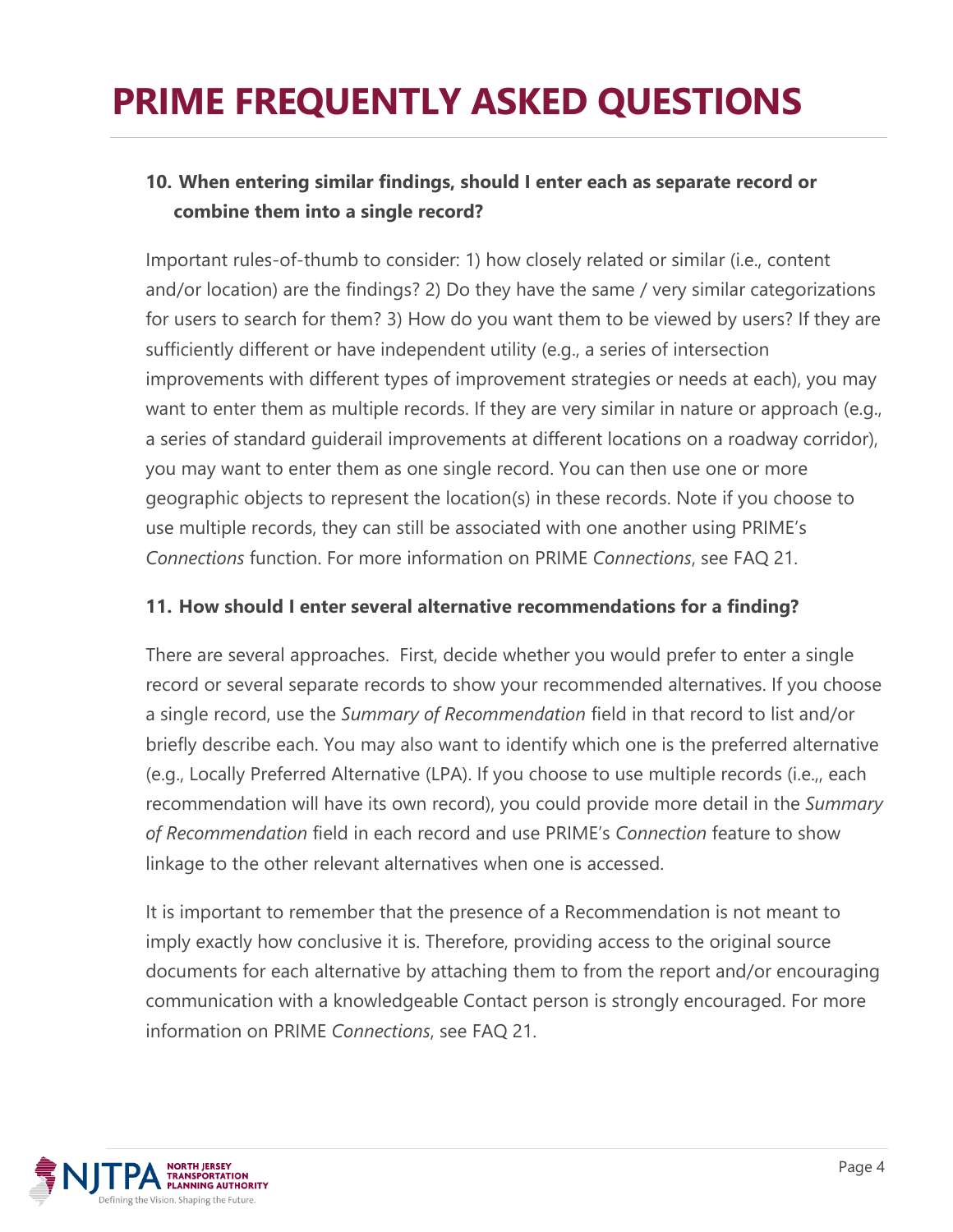# PRIME FREQUENTLY ASKED QUESTIONS

**10. When entering similar findings, should I enter each as separate record or combine them into a single record?**

Important rules-of-thumb to consider: 1) how closely related or similar (i.e., content and/or location) are the findings? 2) Do they have the same / very similar categorizations for users to search for them? 3) How do you want them to be viewed by users? If they are sufficiently different or have independent utility (e.g., a series of intersection improvements with different types of improvement strategies or needs at each), you may want to enter them as multiple records. If they are very similar in nature or approach (e.g., a series of standard guiderail improvements at different locations on a roadway corridor), you may want to enter them as one single record. You can then use one or more geographic objects to represent the location(s) in these records. Note if you choose to use multiple records, they can still be associated with one another using PRIME's *Connections* function. For more information on PRIME *Connections*, see FAQ 21.

**11. How should I enter several alternative recommendations for a finding?**

There are several approaches. First, decide whether you would prefer to enter a single record or several separate records to show your recommended alternatives. If you choose a single record, use the *Summary of Recommendation* field in that record to list and/or briefly describe each. You may also want to identify which one is the preferred alternative (e.g., Locally Preferred Alternative (LPA). If you choose to use multiple records (i.e.,, each recommendation will have its own record), you could provide more detail in the *Summary of Recommendation* field in each record and use PRIME's *Connection* feature to show linkage to the other relevant alternatives when one is accessed.

It is important to remember that the presence of a Recommendation is not meant to imply exactly how conclusive it is. Therefore, providing access to the original source documents for each alternative by attaching them to from the report and/or encouraging communication with a knowledgeable Contact person is strongly encouraged. For more information on PRIME *Connections*, see FAQ 21.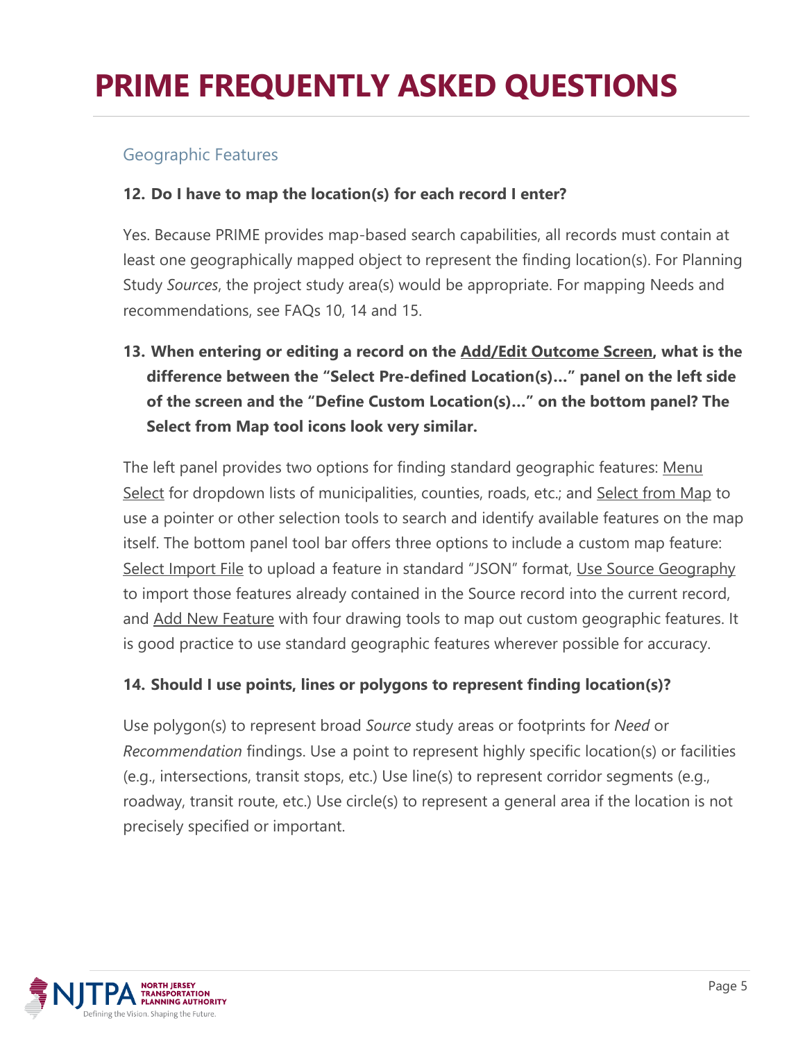# PRIME FREQUENTLY ASKED QUESTIONS

## Geographic Features

**12. Do I have to map the location(s) for each record I enter?**

Yes. Because PRIME provides map-based search capabilities, all records must contain at least one geographically mapped object to represent the finding location(s). For Planning Study *Sources*, the project study area(s) would be appropriate. For mapping Needs and recommendations, see FAQs 10, 14 and 15.

**13. When entering or editing a record on the Add/Edit Outcome Screen, what is the difference between the "Select Pre-defined Location(s)…" panel on the left side of the screen and the "Define Custom Location(s)…" on the bottom panel? The Select from Map tool icons look very similar.**

The left panel provides two options for finding standard geographic features: Menu Select for dropdown lists of municipalities, counties, roads, etc.; and Select from Map to use a pointer or other selection tools to search and identify available features on the map itself. The bottom panel tool bar offers three options to include a custom map feature: Select Import File to upload a feature in standard "JSON" format, Use Source Geography to import those features already contained in the Source record into the current record, and Add New Feature with four drawing tools to map out custom geographic features. It is good practice to use standard geographic features wherever possible for accuracy.

**14. Should I use points, lines or polygons to represent finding location(s)?**

Use polygon(s) to represent broad *Source* study areas or footprints for *Need* or *Recommendation* findings. Use a point to represent highly specific location(s) or facilities (e.g., intersections, transit stops, etc.) Use line(s) to represent corridor segments (e.g., roadway, transit route, etc.) Use circle(s) to represent a general area if the location is not precisely specified or important.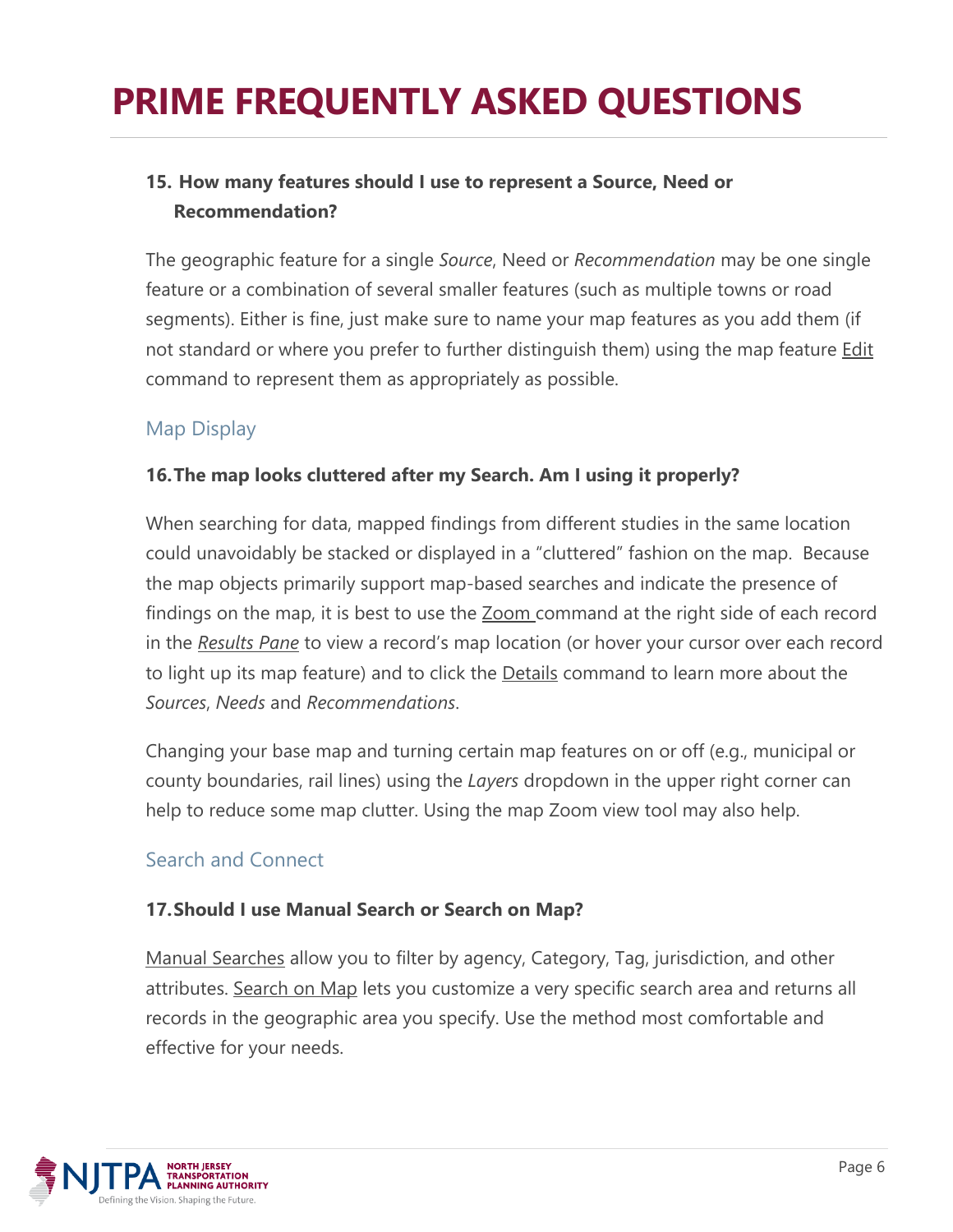# PRIME FREQUENTLY ASKED QUESTIONS

**15. How many features should I use to represent a Source, Need or Recommendation?**

The geographic feature for a single *Source*, Need or *Recommendation* may be one single feature or a combination of several smaller features (such as multiple towns or road segments). Either is fine, just make sure to name your map features as you add them (if not standard or where you prefer to further distinguish them) using the map feature Edit command to represent them as appropriately as possible.

## Map Display

**16. The map looks cluttered after my Search. Am I using it properly?**

When searching for data, mapped findings from different studies in the same location could unavoidably be stacked or displayed in a "cluttered" fashion on the map. Because the map objects primarily support map-based searches and indicate the presence of findings on the map, it is best to use the Zoom command at the right side of each record in the *Results Pane* to view a record's map location (or hover your cursor over each record to light up its map feature) and to click the Details command to learn more about the *Sources*, *Needs* and *Recommendations*.

Changing your base map and turning certain map features on or off (e.g., municipal or county boundaries, rail lines) using the *Layers* dropdown in the upper right corner can help to reduce some map clutter. Using the map Zoom view tool may also help.

## Search and Connect

**17. Should I use Manual Search or Search on Map?**

Manual Searches allow you to filter by agency, Category, Tag, jurisdiction, and other attributes. Search on Map lets you customize a very specific search area and returns all records in the geographic area you specify. Use the method most comfortable and effective for your needs.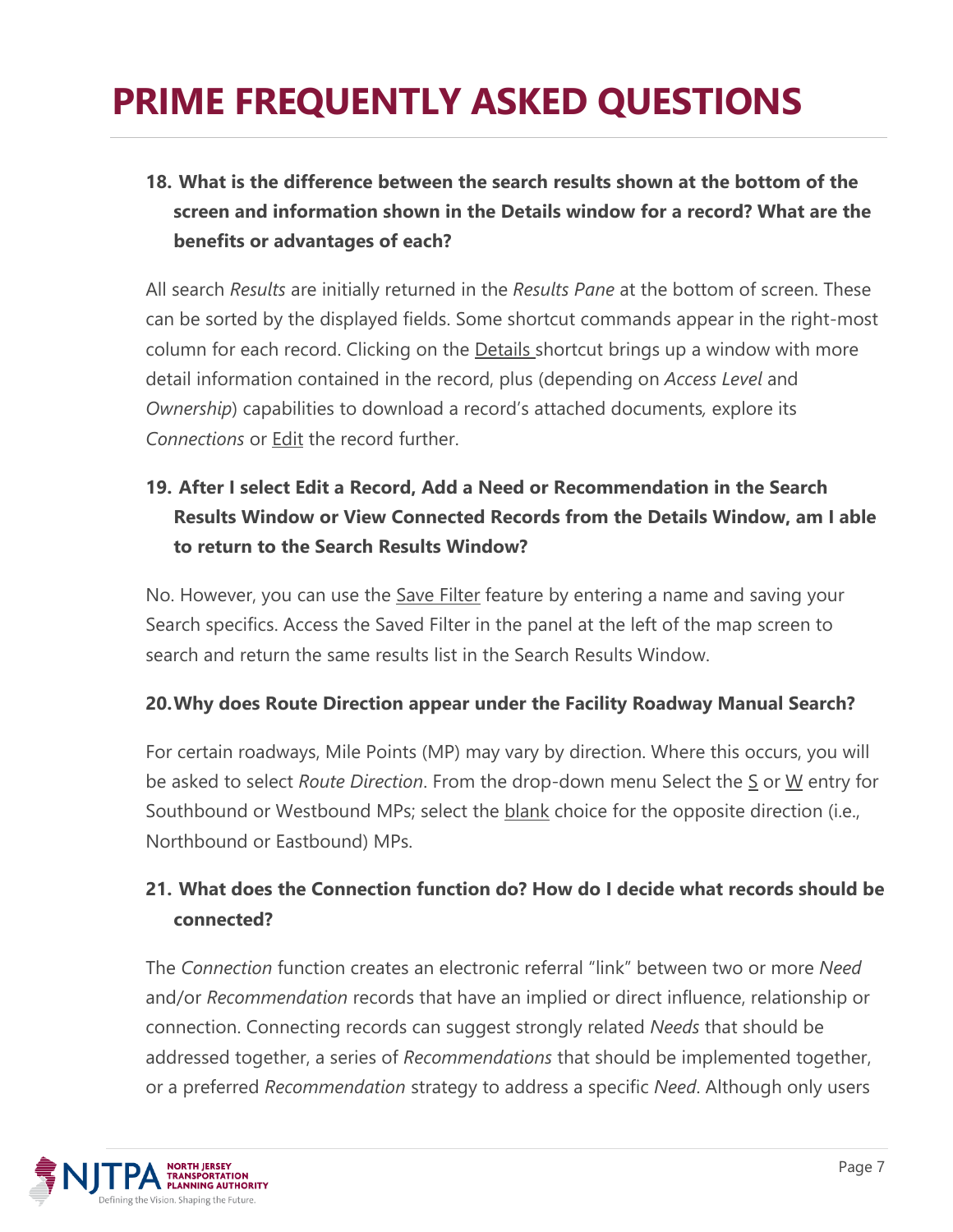# PRIME FREQUENTLY ASKED QUESTIONS

18. **What is the difference between the search results shown at the bottom of the screen and information shown in the Details window for a record? What are the benefits or advantages of each?**

All search *Results* are initially returned in the *Results Pane* at the bottom of screen. These can be sorted by the displayed fields. Some shortcut commands appear in the right-most column for each record. Clicking on the Details shortcut brings up a window with more detail information contained in the record, plus (depending on *Access Level* and *Ownership*) capabilities to download a record's attached documents, explore its *Connections* or Edit the record further.

19. **After I select Edit a Record, Add a Need or Recommendation in the Search Results Window or View Connected Records from the Details Window, am I able to return to the Search Results Window?**

No. However, you can use the Save Filter feature by entering a name and saving your Search specifics. Access the Saved Filter in the panel at the left of the map screen to search and return the same results list in the Search Results Window.

20. **Why does Route Direction appear under the Facility Roadway Manual Search?**

For certain roadways, Mile Points (MP) may vary by direction. Where this occurs, you will be asked to select *Route Direction*. From the drop-down menu Select the S or W entry for Southbound or Westbound MPs; select the blank choice for the opposite direction (i.e., Northbound or Eastbound) MPs.

21. **What does the Connection function do? How do I decide what records should be connected?**

The *Connection* function creates an electronic referral "link" between two or more *Need* and/or *Recommendation* records that have an implied or direct influence, relationship or connection. Connecting records can suggest strongly related *Needs* that should be addressed together, a series of *Recommendations* that should be implemented together, or a preferred *Recommendation* strategy to address a specific *Need*. Although only users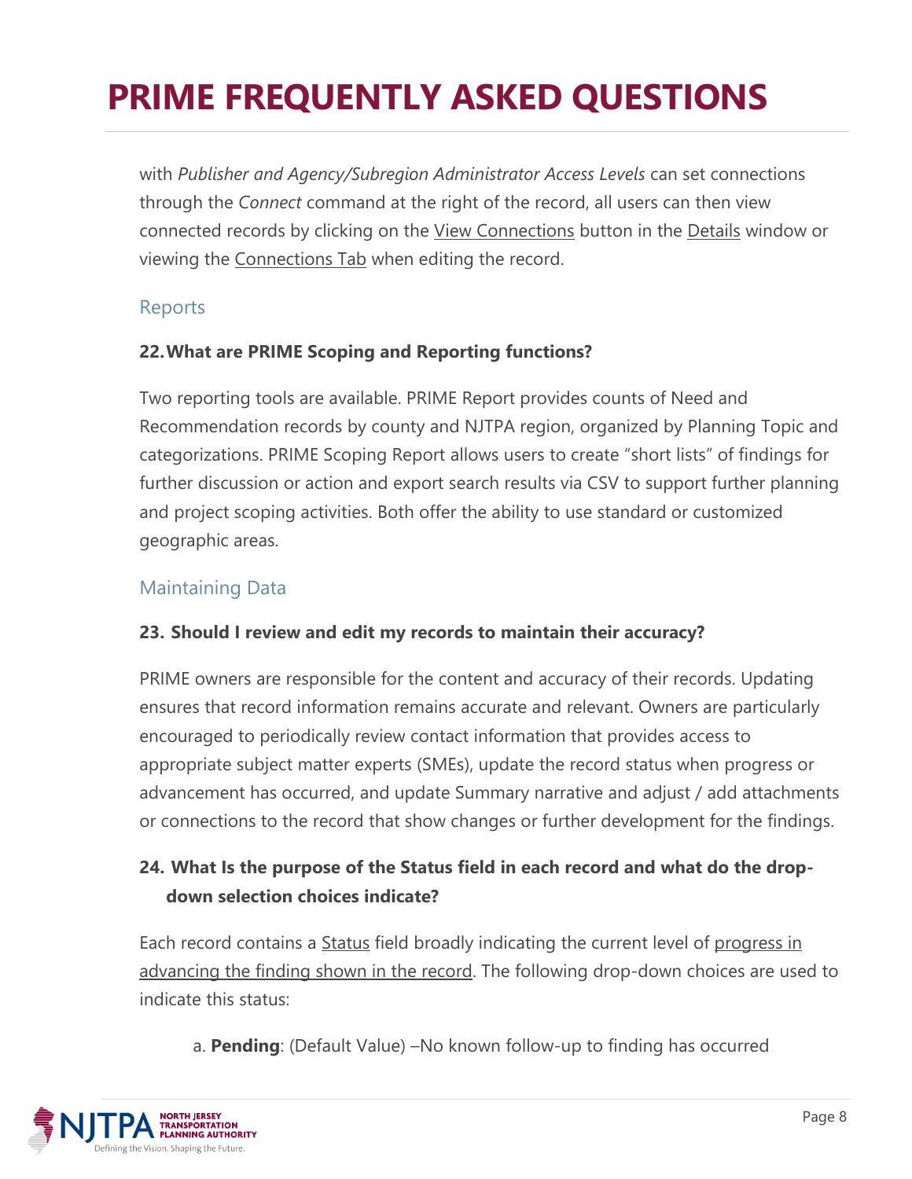with *Publisher and Agency/Subregion Administrator Access Levels* can set connections through the *Connect* command at the right of the record, all users can then view connected records by clicking on the View Connections button in the Details window or viewing the Connections Tab when editing the record.

## Reports

### 22. What are PRIME Scoping and Reporting functions?

Two reporting tools are available. PRIME Report provides counts of Need and Recommendation records by county and NJTPA region, organized by Planning Topic and categorizations. PRIME Scoping Report allows users to create "short lists" of findings for further discussion or action and export search results via CSV to support further planning and project scoping activities. Both offer the ability to use standard or customized geographic areas.

## Maintaining Data

### 23. Should I review and edit my records to maintain their accuracy?

PRIME owners are responsible for the content and accuracy of their records. Updating ensures that record information remains accurate and relevant. Owners are particularly encouraged to periodically review contact information that provides access to appropriate subject matter experts (SMEs), update the record status when progress or advancement has occurred, and update Summary narrative and adjust / add attachments or connections to the record that show changes or further development for the findings.

### 24. What Is the purpose of the Status field in each record and what do the drop-down selection choices indicate?

Each record contains a Status field broadly indicating the current level of progress in advancing the finding shown in the record. The following drop-down choices are used to indicate this status:

a. **Pending**: (Default Value) –No known follow-up to finding has occurred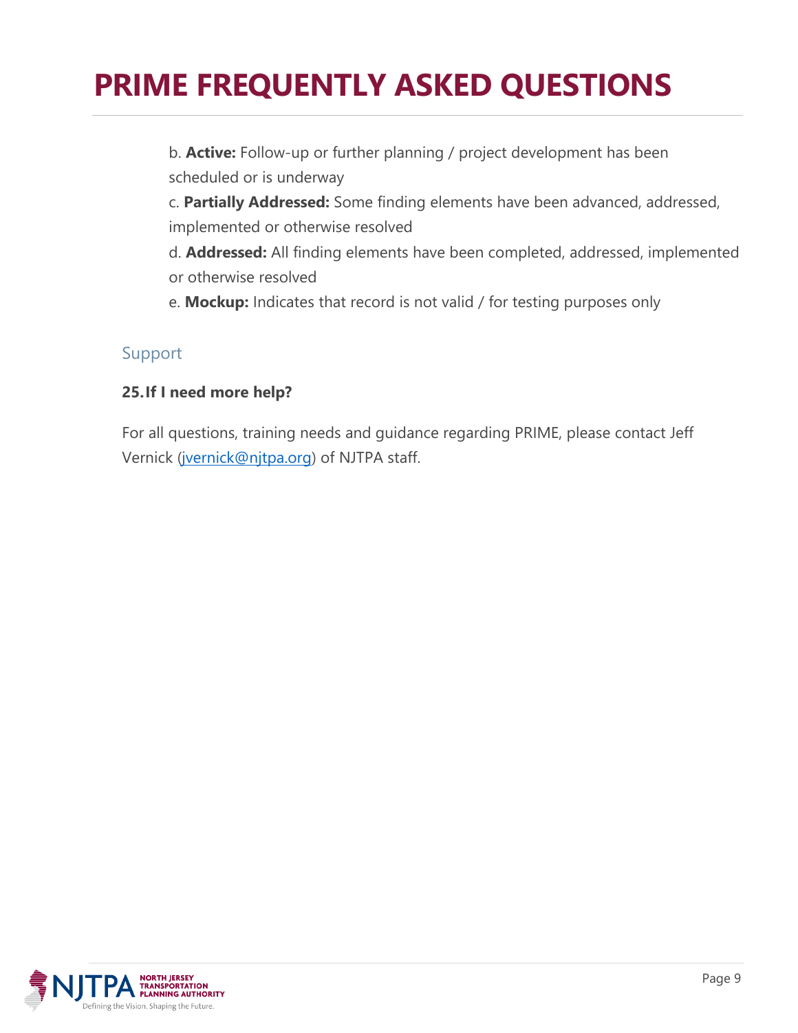# PRIME FREQUENTLY ASKED QUESTIONS

b. **Active:** Follow-up or further planning / project development has been scheduled or is underway

c. **Partially Addressed:** Some finding elements have been advanced, addressed, implemented or otherwise resolved

d. **Addressed:** All finding elements have been completed, addressed, implemented or otherwise resolved

e. **Mockup:** Indicates that record is not valid / for testing purposes only

## Support

**25. If I need more help?**

For all questions, training needs and guidance regarding PRIME, please contact Jeff Vernick (jvernick@njtpa.org) of NJTPA staff.